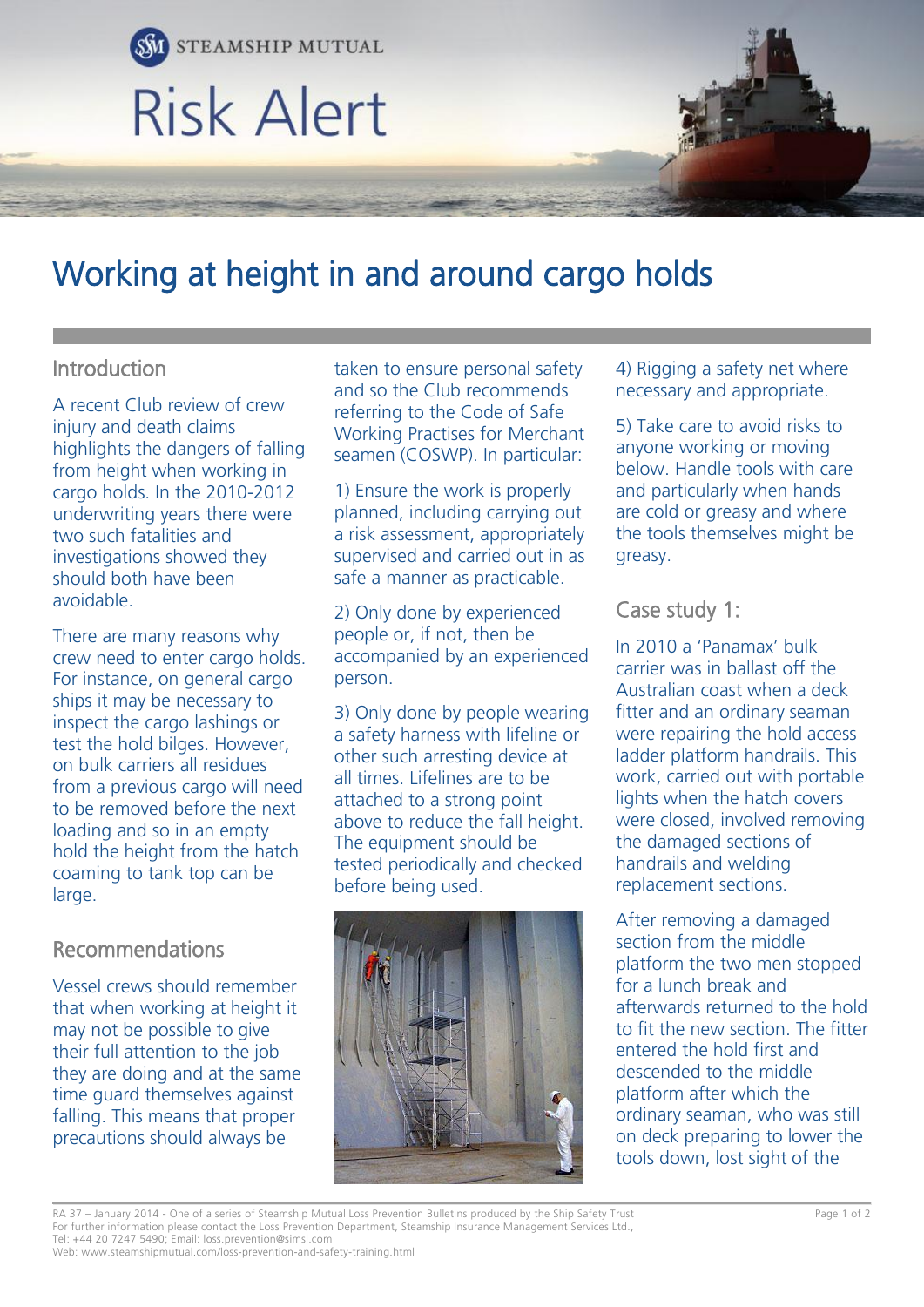STEAMSHIP MUTUAL

# Risk Alert

## Working at height in and around cargo holds

### Introduction

A recent Club review of crew injury and death claims highlights the dangers of falling from height when working in cargo holds. In the 2010-2012 underwriting years there were two such fatalities and investigations showed they should both have been avoidable.

There are many reasons why crew need to enter cargo holds. For instance, on general cargo ships it may be necessary to inspect the cargo lashings or test the hold bilges. However, on bulk carriers all residues from a previous cargo will need to be removed before the next loading and so in an empty hold the height from the hatch coaming to tank top can be large.

### Recommendations

Vessel crews should remember that when working at height it may not be possible to give their full attention to the job they are doing and at the same time guard themselves against falling. This means that proper precautions should always be taken to ensure personal safety and so the Club recommends referring to the Code of Safe Working Practises for Merchant seamen (COSWP). In particular:

1) Ensure the work is properly planned, including carrying out a risk assessment, appropriately supervised and carried out in as safe a manner as practicable.

2) Only done by experienced people or, if not, then be accompanied by an experienced person.

3) Only done by people wearing a safety harness with lifeline or other such arresting device at all times. Lifelines are to be attached to a strong point above to reduce the fall height. The equipment should be tested periodically and checked before being used.

4) Rigging a safety net where necessary and appropriate.

5) Take care to avoid risks to anyone working or moving below. Handle tools with care and particularly when hands are cold or greasy and where the tools themselves might be greasy.

### Case study 1:

In 2010 a 'Panamax' bulk carrier was in ballast off the Australian coast when a deck fitter and an ordinary seaman were repairing the hold access ladder platform handrails. This work, carried out with portable lights when the hatch covers were closed, involved removing the damaged sections of handrails and welding replacement sections.

After removing a damaged section from the middle platform the two men stopped for a lunch break and afterwards returned to the hold to fit the new section. The fitter entered the hold first and descended to the middle platform after which the ordinary seaman, who was still on deck preparing to lower the tools down, lost sight of the

RA 37 – January 2014 - One of a series of Steamship Mutual Loss Prevention Bulletins produced by the Ship Safety Trust
For further information please contact the Loss Prevention Department, Steamship Insurance Management Services Ltd.,
Tel: +44 20 7247 5490; Email: loss.prevention@simsl.com
Web: www.steamshipmutual.com/loss-prevention-and-safety-training.html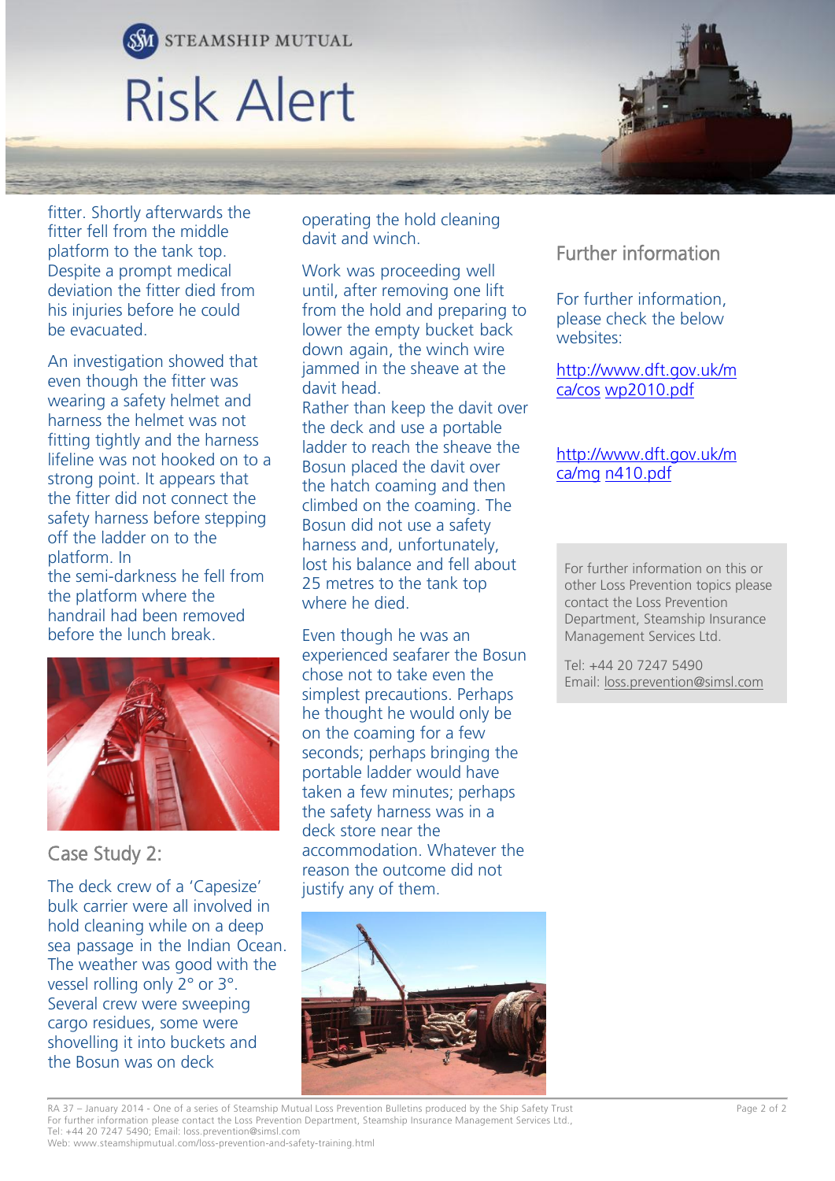fitter. Shortly afterwards the fitter fell from the middle platform to the tank top. Despite a prompt medical deviation the fitter died from his injuries before he could be evacuated.

An investigation showed that even though the fitter was wearing a safety helmet and harness the helmet was not fitting tightly and the harness lifeline was not hooked on to a strong point. It appears that the fitter did not connect the safety harness before stepping off the ladder on to the platform. In the semi-darkness he fell from the platform where the handrail had been removed before the lunch break.

## Case Study 2:

The deck crew of a 'Capesize' bulk carrier were all involved in hold cleaning while on a deep sea passage in the Indian Ocean. The weather was good with the vessel rolling only 2° or 3°. Several crew were sweeping cargo residues, some were shovelling it into buckets and the Bosun was on deck operating the hold cleaning davit and winch.

Work was proceeding well until, after removing one lift from the hold and preparing to lower the empty bucket back down again, the winch wire jammed in the sheave at the davit head.
Rather than keep the davit over the deck and use a portable ladder to reach the sheave the Bosun placed the davit over the hatch coaming and then climbed on the coaming. The Bosun did not use a safety harness and, unfortunately, lost his balance and fell about 25 metres to the tank top where he died.

Even though he was an experienced seafarer the Bosun chose not to take even the simplest precautions. Perhaps he thought he would only be on the coaming for a few seconds; perhaps bringing the portable ladder would have taken a few minutes; perhaps the safety harness was in a deck store near the accommodation. Whatever the reason the outcome did not justify any of them.

## Further information

For further information, please check the below websites:

http://www.dft.gov.uk/mca/cos wp2010.pdf

http://www.dft.gov.uk/mca/mg n410.pdf

For further information on this or other Loss Prevention topics please contact the Loss Prevention Department, Steamship Insurance Management Services Ltd.

Tel: +44 20 7247 5490
Email: loss.prevention@simsl.com

RA 37 – January 2014 - One of a series of Steamship Mutual Loss Prevention Bulletins produced by the Ship Safety Trust
For further information please contact the Loss Prevention Department, Steamship Insurance Management Services Ltd.,
Tel: +44 20 7247 5490; Email: loss.prevention@simsl.com
Web: www.steamshipmutual.com/loss-prevention-and-safety-training.html